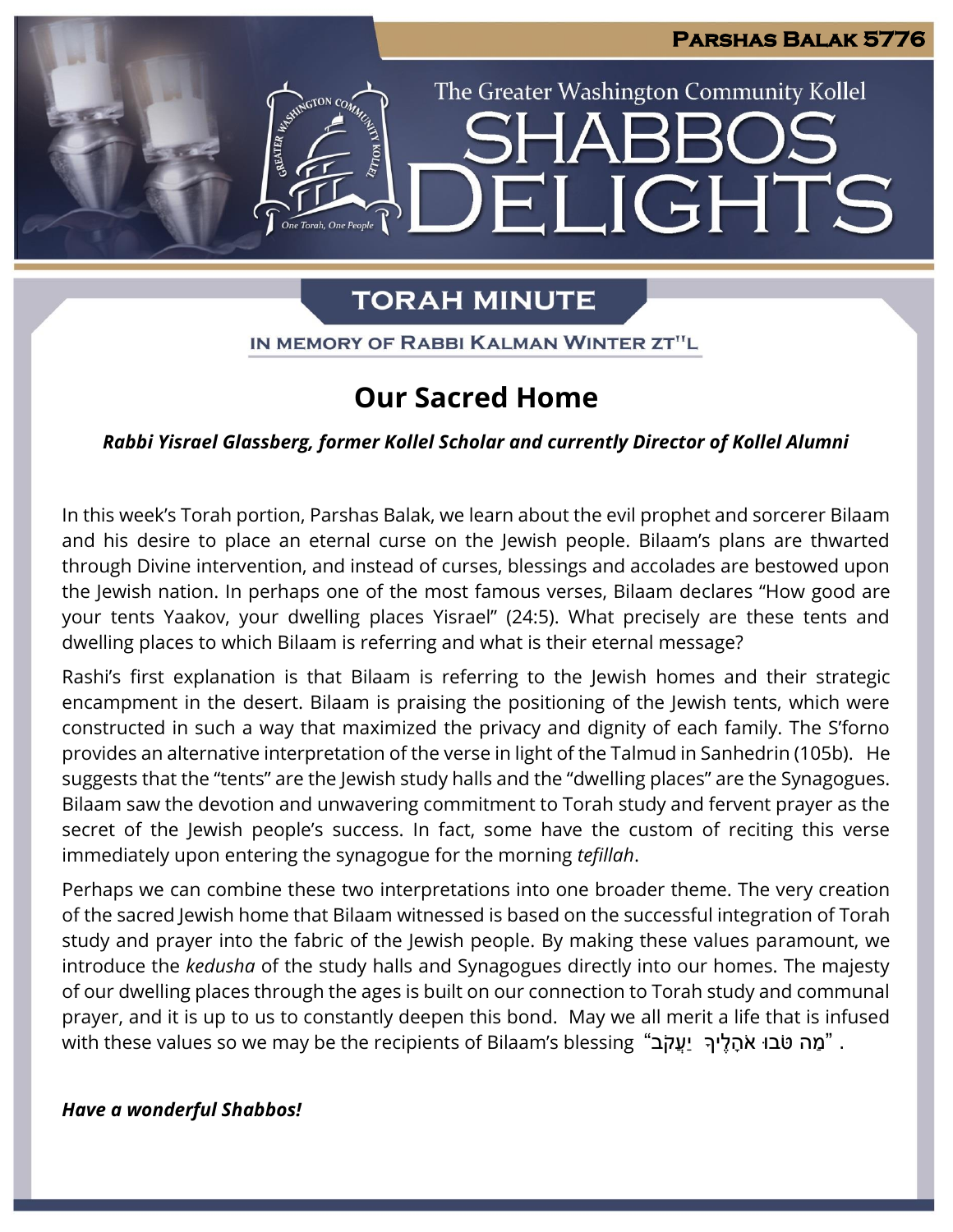# Parshas Balak 5776

The Greater Washington Community Kollel

# SHABBOS DELIGHTS

## TORAH MINUTE

IN MEMORY OF RABBI KALMAN WINTER ZT"L

## Our Sacred Home

***Rabbi Yisrael Glassberg, former Kollel Scholar and currently Director of Kollel Alumni***

In this week's Torah portion, Parshas Balak, we learn about the evil prophet and sorcerer Bilaam and his desire to place an eternal curse on the Jewish people. Bilaam's plans are thwarted through Divine intervention, and instead of curses, blessings and accolades are bestowed upon the Jewish nation. In perhaps one of the most famous verses, Bilaam declares "How good are your tents Yaakov, your dwelling places Yisrael" (24:5). What precisely are these tents and dwelling places to which Bilaam is referring and what is their eternal message?

Rashi's first explanation is that Bilaam is referring to the Jewish homes and their strategic encampment in the desert. Bilaam is praising the positioning of the Jewish tents, which were constructed in such a way that maximized the privacy and dignity of each family. The S'forno provides an alternative interpretation of the verse in light of the Talmud in Sanhedrin (105b). He suggests that the "tents" are the Jewish study halls and the "dwelling places" are the Synagogues. Bilaam saw the devotion and unwavering commitment to Torah study and fervent prayer as the secret of the Jewish people's success. In fact, some have the custom of reciting this verse immediately upon entering the synagogue for the morning *tefillah*.

Perhaps we can combine these two interpretations into one broader theme. The very creation of the sacred Jewish home that Bilaam witnessed is based on the successful integration of Torah study and prayer into the fabric of the Jewish people. By making these values paramount, we introduce the *kedusha* of the study halls and Synagogues directly into our homes. The majesty of our dwelling places through the ages is built on our connection to Torah study and communal prayer, and it is up to us to constantly deepen this bond. May we all merit a life that is infused with these values so we may be the recipients of Bilaam's blessing "מַה טֹּבוּ אֹהָלֶיךָ יַעֲקֹב".

***Have a wonderful Shabbos!***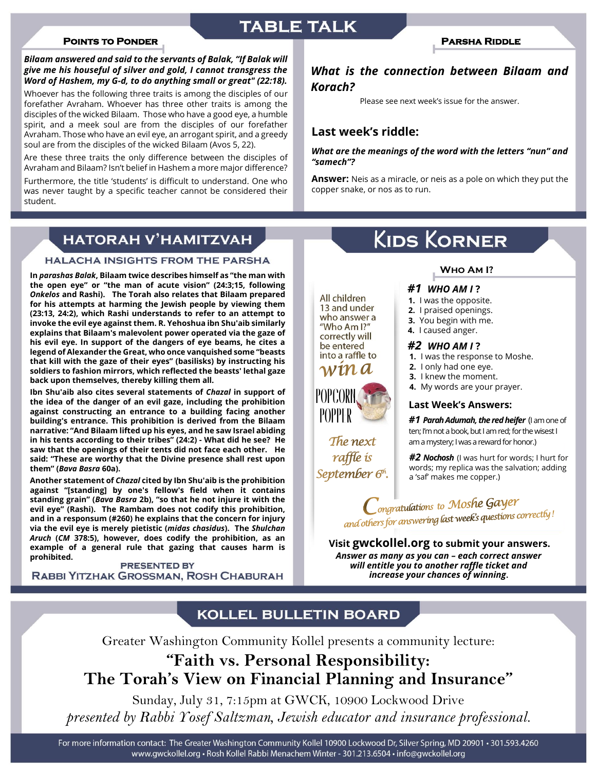# TABLE TALK

## Points to Ponder

***Bilaam answered and said to the servants of Balak, "If Balak will give me his houseful of silver and gold, I cannot transgress the Word of Hashem, my G-d, to do anything small or great" (22:18).***

Whoever has the following three traits is among the disciples of our forefather Avraham. Whoever has three other traits is among the disciples of the wicked Bilaam. Those who have a good eye, a humble spirit, and a meek soul are from the disciples of our forefather Avraham. Those who have an evil eye, an arrogant spirit, and a greedy soul are from the disciples of the wicked Bilaam (Avos 5, 22).

Are these three traits the only difference between the disciples of Avraham and Bilaam? Isn't belief in Hashem a more major difference?

Furthermore, the title 'students' is difficult to understand. One who was never taught by a specific teacher cannot be considered their student.

## Parsha Riddle

***What is the connection between Bilaam and Korach?***

Please see next week's issue for the answer.

### Last week's riddle:

***What are the meanings of the word with the letters "nun" and "samech"?***

**Answer:** Neis as a miracle, or neis as a pole on which they put the copper snake, or nos as to run.

# HATORAH V'HAMITZVAH

## Halacha Insights from the Parsha

**In *parashas Balak*, Bilaam twice describes himself as "the man with the open eye" or "the man of acute vision" (24:3;15, following *Onkelos* and Rashi). The Torah also relates that Bilaam prepared for his attempts at harming the Jewish people by viewing them (23:13, 24:2), which Rashi understands to refer to an attempt to invoke the evil eye against them. R. Yehoshua ibn Shu'aib similarly explains that Bilaam's malevolent power operated via the gaze of his evil eye. In support of the dangers of eye beams, he cites a legend of Alexander the Great, who once vanquished some "beasts that kill with the gaze of their eyes" (basilisks) by instructing his soldiers to fashion mirrors, which reflected the beasts' lethal gaze back upon themselves, thereby killing them all.**

**Ibn Shu'aib also cites several statements of *Chazal* in support of the idea of the danger of an evil gaze, including the prohibition against constructing an entrance to a building facing another building's entrance. This prohibition is derived from the Bilaam narrative: "And Bilaam lifted up his eyes, and he saw Israel abiding in his tents according to their tribes" (24:2) - What did he see? He saw that the openings of their tents did not face each other. He said: "These are worthy that the Divine presence shall rest upon them" (*Bava Basra* 60a).**

**Another statement of *Chazal* cited by Ibn Shu'aib is the prohibition against "[standing] by one's fellow's field when it contains standing grain" (*Bava Basra* 2b), "so that he not injure it with the evil eye" (Rashi). The Rambam does not codify this prohibition, and in a responsum (#260) he explains that the concern for injury via the evil eye is merely pietistic (*midas chasidus*). The *Shulchan Aruch* (*CM* 378:5), however, does codify the prohibition, as an example of a general rule that gazing that causes harm is prohibited.**

Presented by
Rabbi Yitzhak Grossman, Rosh Chaburah

# Kids Korner

All children 13 and under who answer a "Who Am I?" correctly will be entered into a raffle to *win a* POPCORN POPPER

*The next raffle is September 6th.*

## Who Am I?

### #1 *WHO AM I ?*

1. I was the opposite.
2. I praised openings.
3. You begin with me.
4. I caused anger.

### #2 *WHO AM I ?*

1. I was the response to Moshe.
2. I only had one eye.
3. I knew the moment.
4. My words are your prayer.

### Last Week's Answers:

***#1 Parah Adumah, the red heifer*** (I am one of ten; I'm not a book, but I am red; for the wisest I am a mystery; I was a reward for honor.)

***#2 Nochosh*** (I was hurt for words; I hurt for words; my replica was the salvation; adding a 'saf' makes me copper.)

*Congratulations to Moshe Gayer and others for answering last week's questions correctly!*

**Visit gwckollel.org to submit your answers.**
***Answer as many as you can – each correct answer will entitle you to another raffle ticket and increase your chances of winning.***

# KOLLEL BULLETIN BOARD

Greater Washington Community Kollel presents a community lecture:

## "Faith vs. Personal Responsibility: The Torah's View on Financial Planning and Insurance"

Sunday, July 31, 7:15pm at GWCK, 10900 Lockwood Drive

*presented by Rabbi Yosef Saltzman, Jewish educator and insurance professional.*

For more information contact: The Greater Washington Community Kollel 10900 Lockwood Dr, Silver Spring, MD 20901 • 301.593.4260
www.gwckollel.org • Rosh Kollel Rabbi Menachem Winter - 301.213.6504 • info@gwckollel.org